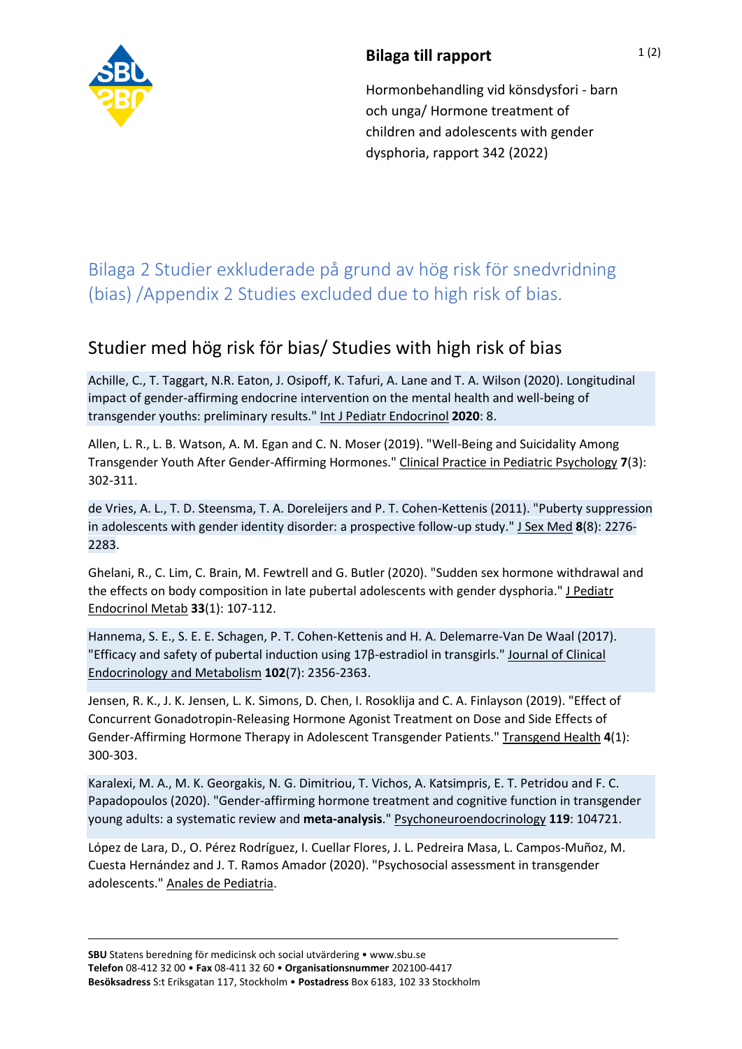**Bilaga till rapport**

Hormonbehandling vid könsdysfori - barn och unga/ Hormone treatment of children and adolescents with gender dysphoria, rapport 342 (2022)

# Bilaga 2 Studier exkluderade på grund av hög risk för snedvridning (bias) /Appendix 2 Studies excluded due to high risk of bias.

## Studier med hög risk för bias/ Studies with high risk of bias

Achille, C., T. Taggart, N.R. Eaton, J. Osipoff, K. Tafuri, A. Lane and T. A. Wilson (2020). Longitudinal impact of gender-affirming endocrine intervention on the mental health and well-being of transgender youths: preliminary results." Int J Pediatr Endocrinol **2020**: 8.

Allen, L. R., L. B. Watson, A. M. Egan and C. N. Moser (2019). "Well-Being and Suicidality Among Transgender Youth After Gender-Affirming Hormones." Clinical Practice in Pediatric Psychology **7**(3): 302-311.

de Vries, A. L., T. D. Steensma, T. A. Doreleijers and P. T. Cohen-Kettenis (2011). "Puberty suppression in adolescents with gender identity disorder: a prospective follow-up study." J Sex Med **8**(8): 2276-2283.

Ghelani, R., C. Lim, C. Brain, M. Fewtrell and G. Butler (2020). "Sudden sex hormone withdrawal and the effects on body composition in late pubertal adolescents with gender dysphoria." J Pediatr Endocrinol Metab **33**(1): 107-112.

Hannema, S. E., S. E. E. Schagen, P. T. Cohen-Kettenis and H. A. Delemarre-Van De Waal (2017). "Efficacy and safety of pubertal induction using 17β-estradiol in transgirls." Journal of Clinical Endocrinology and Metabolism **102**(7): 2356-2363.

Jensen, R. K., J. K. Jensen, L. K. Simons, D. Chen, I. Rosoklija and C. A. Finlayson (2019). "Effect of Concurrent Gonadotropin-Releasing Hormone Agonist Treatment on Dose and Side Effects of Gender-Affirming Hormone Therapy in Adolescent Transgender Patients." Transgend Health **4**(1): 300-303.

Karalexi, M. A., M. K. Georgakis, N. G. Dimitriou, T. Vichos, A. Katsimpris, E. T. Petridou and F. C. Papadopoulos (2020). "Gender-affirming hormone treatment and cognitive function in transgender young adults: a systematic review and **meta-analysis**." Psychoneuroendocrinology **119**: 104721.

López de Lara, D., O. Pérez Rodríguez, I. Cuellar Flores, J. L. Pedreira Masa, L. Campos-Muñoz, M. Cuesta Hernández and J. T. Ramos Amador (2020). "Psychosocial assessment in transgender adolescents." Anales de Pediatria.

**SBU** Statens beredning för medicinsk och social utvärdering • www.sbu.se
**Telefon** 08-412 32 00 • **Fax** 08-411 32 60 • **Organisationsnummer** 202100-4417
**Besöksadress** S:t Eriksgatan 117, Stockholm • **Postadress** Box 6183, 102 33 Stockholm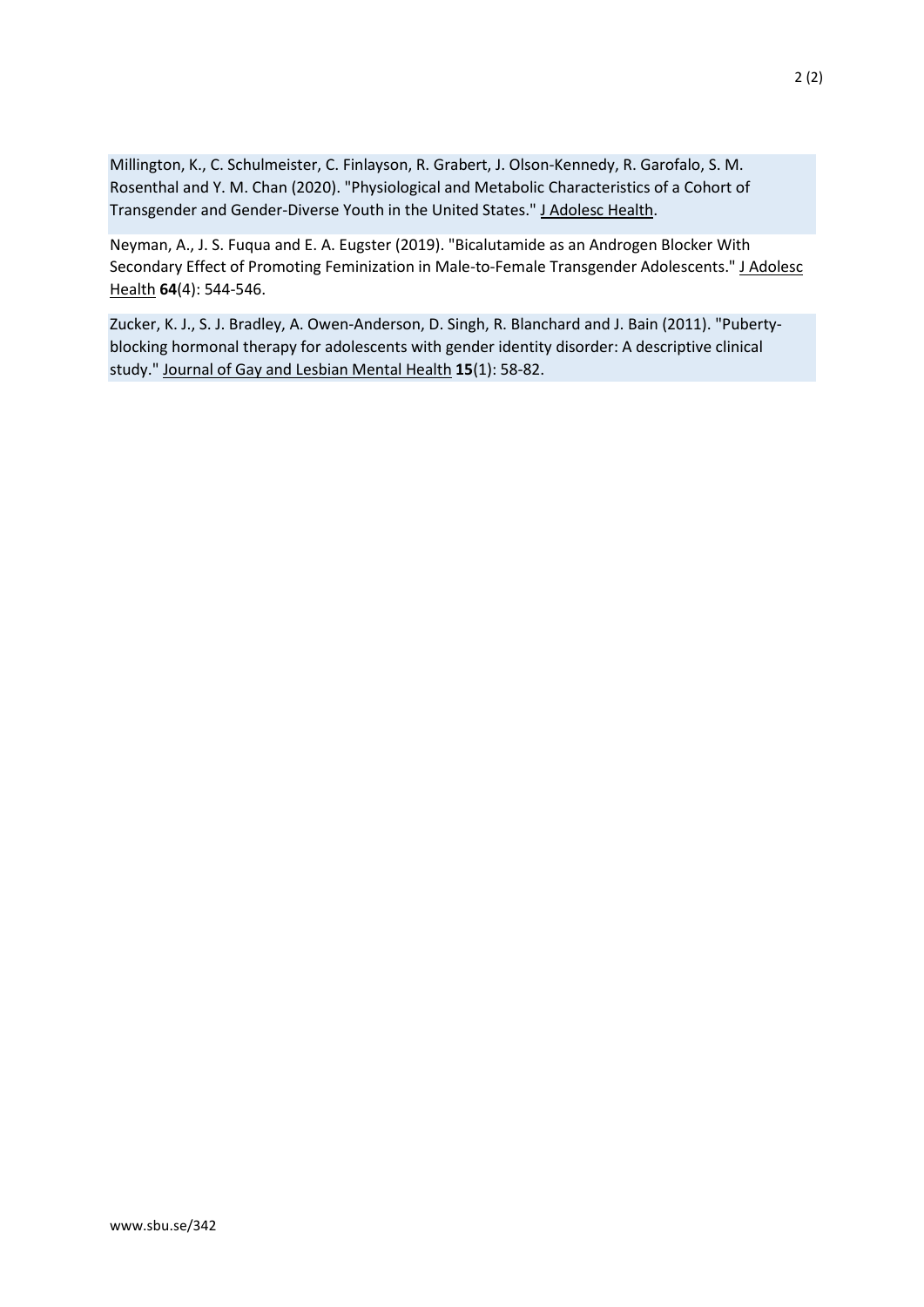Millington, K., C. Schulmeister, C. Finlayson, R. Grabert, J. Olson-Kennedy, R. Garofalo, S. M. Rosenthal and Y. M. Chan (2020). "Physiological and Metabolic Characteristics of a Cohort of Transgender and Gender-Diverse Youth in the United States." J Adolesc Health.

Neyman, A., J. S. Fuqua and E. A. Eugster (2019). "Bicalutamide as an Androgen Blocker With Secondary Effect of Promoting Feminization in Male-to-Female Transgender Adolescents." J Adolesc Health **64**(4): 544-546.

Zucker, K. J., S. J. Bradley, A. Owen-Anderson, D. Singh, R. Blanchard and J. Bain (2011). "Puberty-blocking hormonal therapy for adolescents with gender identity disorder: A descriptive clinical study." Journal of Gay and Lesbian Mental Health **15**(1): 58-82.

www.sbu.se/342